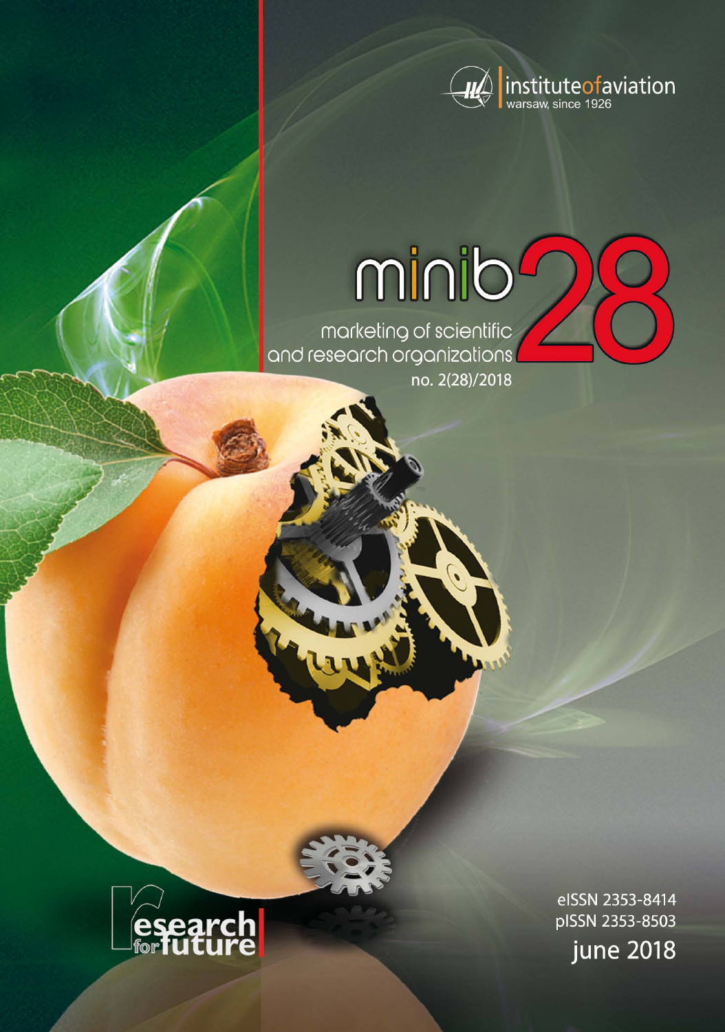instituteofaviation
warsaw, since 1926

# minib 28

marketing of scientific and research organizations

no. 2(28)/2018

research for future

eISSN 2353-8414
pISSN 2353-8503

june 2018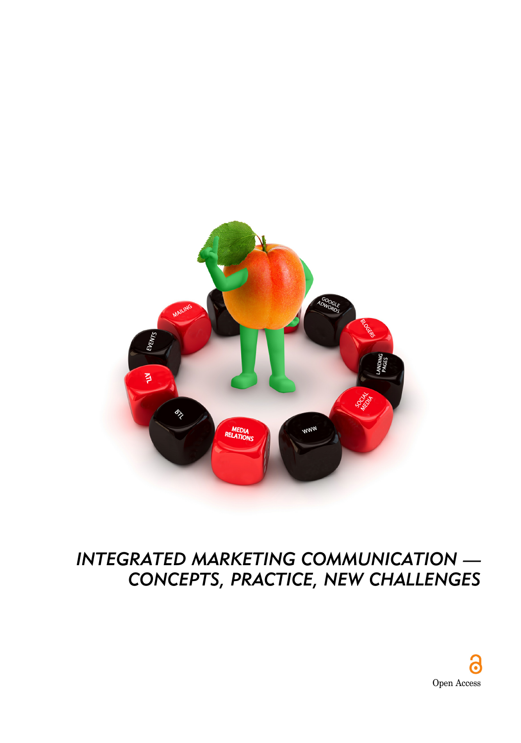# *INTEGRATED MARKETING COMMUNICATION — CONCEPTS, PRACTICE, NEW CHALLENGES*

Open Access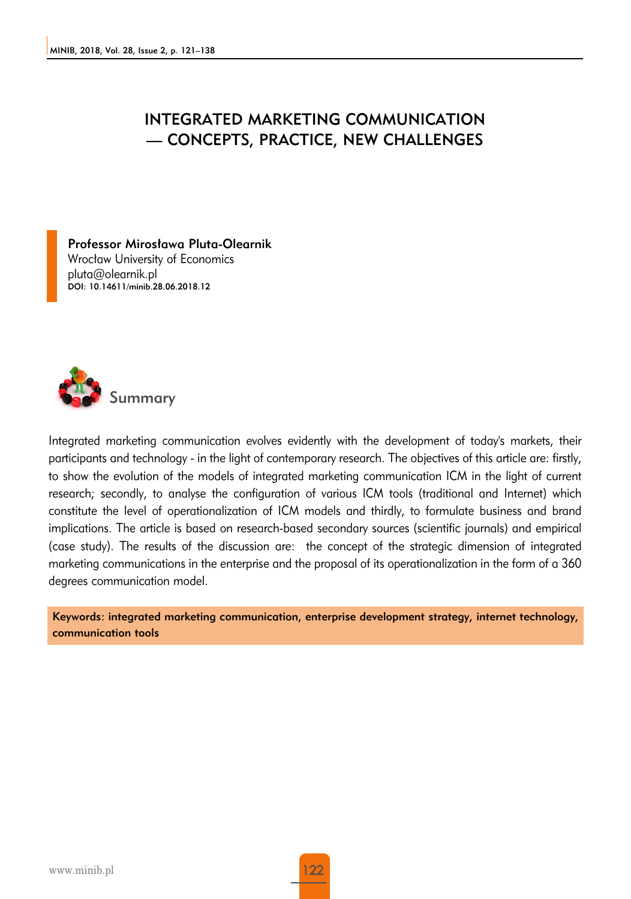# INTEGRATED MARKETING COMMUNICATION — CONCEPTS, PRACTICE, NEW CHALLENGES

**Professor Mirosława Pluta-Olearnik**
Wrocław University of Economics
pluta@olearnik.pl
DOI: 10.14611/minib.28.06.2018.12

## Summary

Integrated marketing communication evolves evidently with the development of today's markets, their participants and technology - in the light of contemporary research. The objectives of this article are: firstly, to show the evolution of the models of integrated marketing communication ICM in the light of current research; secondly, to analyse the configuration of various ICM tools (traditional and Internet) which constitute the level of operationalization of ICM models and thirdly, to formulate business and brand implications. The article is based on research-based secondary sources (scientific journals) and empirical (case study). The results of the discussion are: the concept of the strategic dimension of integrated marketing communications in the enterprise and the proposal of its operationalization in the form of a 360 degrees communication model.

**Keywords: integrated marketing communication, enterprise development strategy, internet technology, communication tools**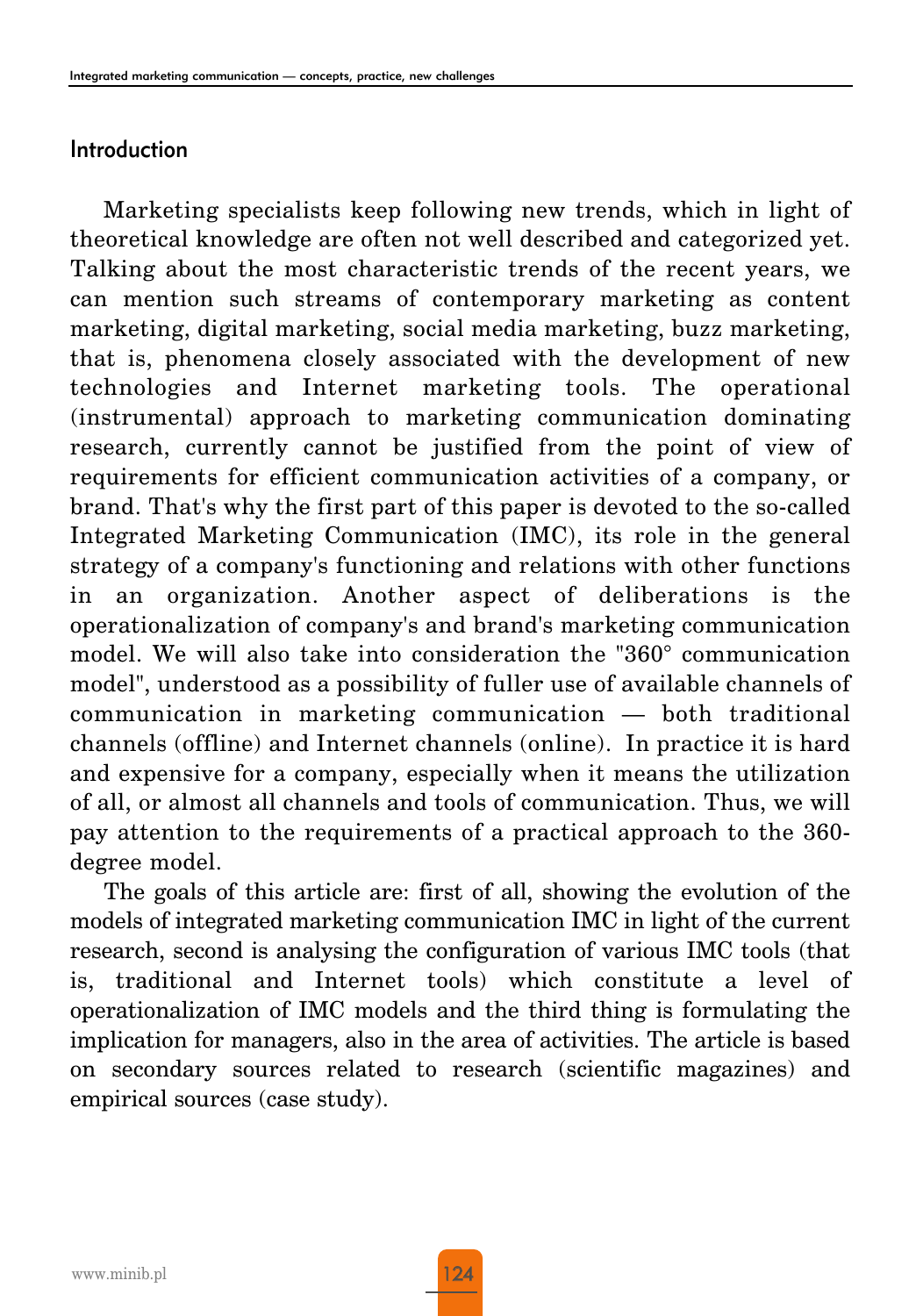## Introduction

Marketing specialists keep following new trends, which in light of theoretical knowledge are often not well described and categorized yet. Talking about the most characteristic trends of the recent years, we can mention such streams of contemporary marketing as content marketing, digital marketing, social media marketing, buzz marketing, that is, phenomena closely associated with the development of new technologies and Internet marketing tools. The operational (instrumental) approach to marketing communication dominating research, currently cannot be justified from the point of view of requirements for efficient communication activities of a company, or brand. That's why the first part of this paper is devoted to the so-called Integrated Marketing Communication (IMC), its role in the general strategy of a company's functioning and relations with other functions in an organization. Another aspect of deliberations is the operationalization of company's and brand's marketing communication model. We will also take into consideration the "360° communication model", understood as a possibility of fuller use of available channels of communication in marketing communication — both traditional channels (offline) and Internet channels (online). In practice it is hard and expensive for a company, especially when it means the utilization of all, or almost all channels and tools of communication. Thus, we will pay attention to the requirements of a practical approach to the 360-degree model.

The goals of this article are: first of all, showing the evolution of the models of integrated marketing communication IMC in light of the current research, second is analysing the configuration of various IMC tools (that is, traditional and Internet tools) which constitute a level of operationalization of IMC models and the third thing is formulating the implication for managers, also in the area of activities. The article is based on secondary sources related to research (scientific magazines) and empirical sources (case study).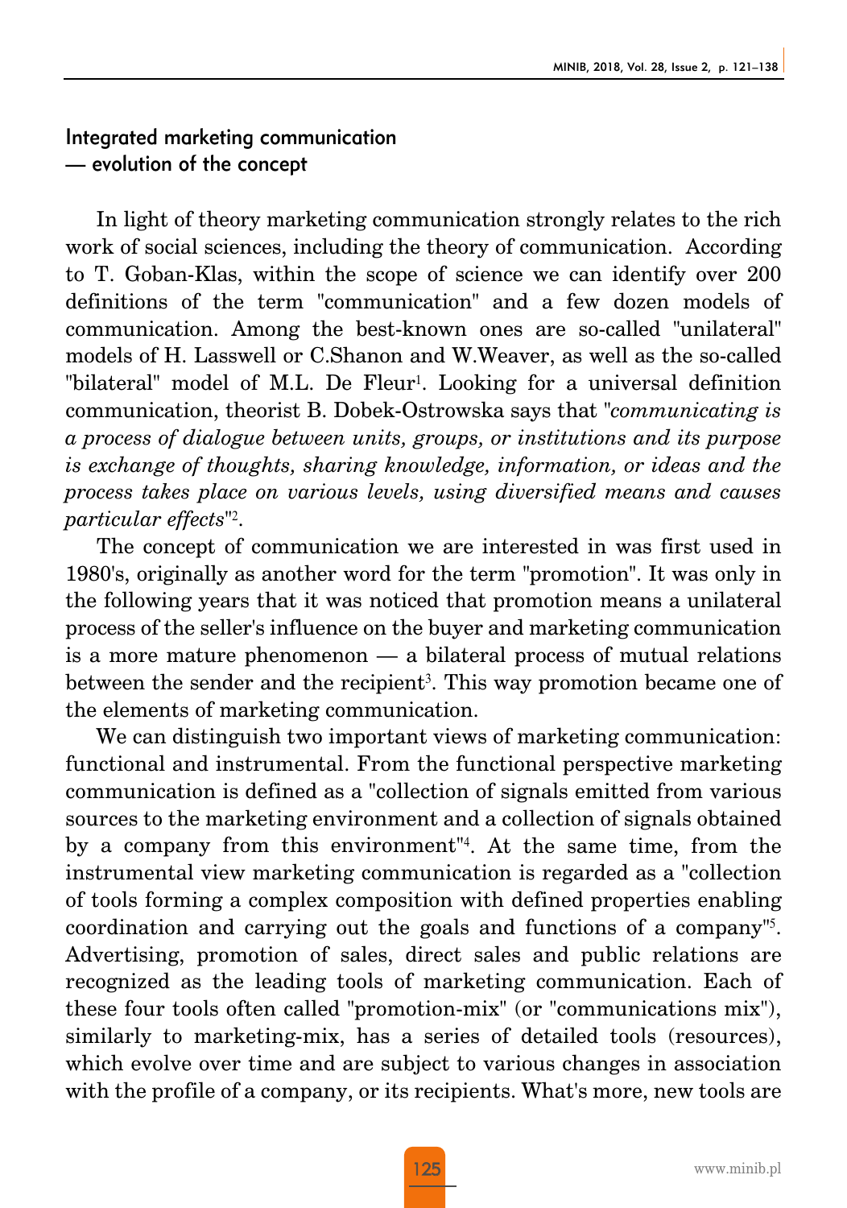## Integrated marketing communication — evolution of the concept

In light of theory marketing communication strongly relates to the rich work of social sciences, including the theory of communication. According to T. Goban-Klas, within the scope of science we can identify over 200 definitions of the term "communication" and a few dozen models of communication. Among the best-known ones are so-called "unilateral" models of H. Lasswell or C.Shanon and W.Weaver, as well as the so-called "bilateral" model of M.L. De Fleur[1]. Looking for a universal definition communication, theorist B. Dobek-Ostrowska says that "*communicating is a process of dialogue between units, groups, or institutions and its purpose is exchange of thoughts, sharing knowledge, information, or ideas and the process takes place on various levels, using diversified means and causes particular effects*"[2].

The concept of communication we are interested in was first used in 1980's, originally as another word for the term "promotion". It was only in the following years that it was noticed that promotion means a unilateral process of the seller's influence on the buyer and marketing communication is a more mature phenomenon — a bilateral process of mutual relations between the sender and the recipient[3]. This way promotion became one of the elements of marketing communication.

We can distinguish two important views of marketing communication: functional and instrumental. From the functional perspective marketing communication is defined as a "collection of signals emitted from various sources to the marketing environment and a collection of signals obtained by a company from this environment"[4]. At the same time, from the instrumental view marketing communication is regarded as a "collection of tools forming a complex composition with defined properties enabling coordination and carrying out the goals and functions of a company"[5]. Advertising, promotion of sales, direct sales and public relations are recognized as the leading tools of marketing communication. Each of these four tools often called "promotion-mix" (or "communications mix"), similarly to marketing-mix, has a series of detailed tools (resources), which evolve over time and are subject to various changes in association with the profile of a company, or its recipients. What's more, new tools are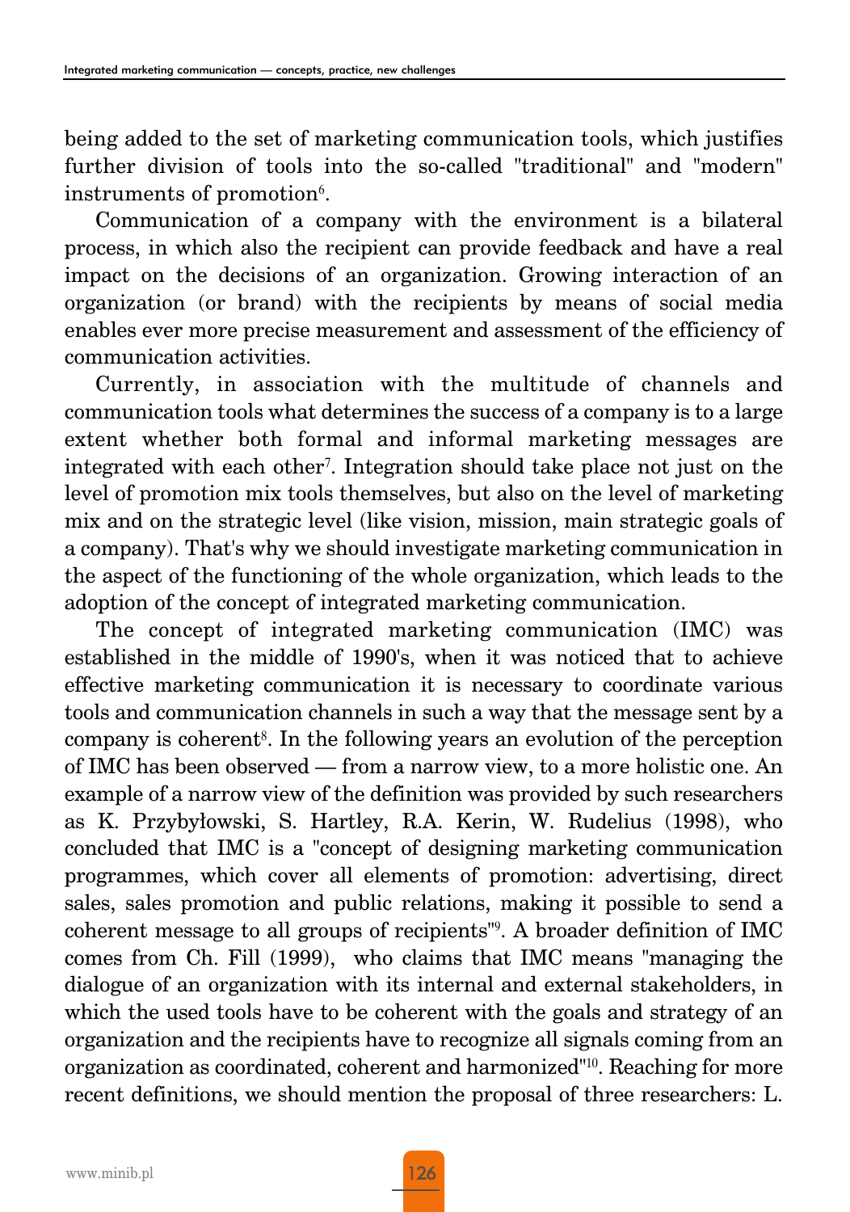being added to the set of marketing communication tools, which justifies further division of tools into the so-called "traditional" and "modern" instruments of promotion[6].

Communication of a company with the environment is a bilateral process, in which also the recipient can provide feedback and have a real impact on the decisions of an organization. Growing interaction of an organization (or brand) with the recipients by means of social media enables ever more precise measurement and assessment of the efficiency of communication activities.

Currently, in association with the multitude of channels and communication tools what determines the success of a company is to a large extent whether both formal and informal marketing messages are integrated with each other[7]. Integration should take place not just on the level of promotion mix tools themselves, but also on the level of marketing mix and on the strategic level (like vision, mission, main strategic goals of a company). That's why we should investigate marketing communication in the aspect of the functioning of the whole organization, which leads to the adoption of the concept of integrated marketing communication.

The concept of integrated marketing communication (IMC) was established in the middle of 1990's, when it was noticed that to achieve effective marketing communication it is necessary to coordinate various tools and communication channels in such a way that the message sent by a company is coherent[8]. In the following years an evolution of the perception of IMC has been observed — from a narrow view, to a more holistic one. An example of a narrow view of the definition was provided by such researchers as K. Przybyłowski, S. Hartley, R.A. Kerin, W. Rudelius (1998), who concluded that IMC is a "concept of designing marketing communication programmes, which cover all elements of promotion: advertising, direct sales, sales promotion and public relations, making it possible to send a coherent message to all groups of recipients"[9]. A broader definition of IMC comes from Ch. Fill (1999), who claims that IMC means "managing the dialogue of an organization with its internal and external stakeholders, in which the used tools have to be coherent with the goals and strategy of an organization and the recipients have to recognize all signals coming from an organization as coordinated, coherent and harmonized"[10]. Reaching for more recent definitions, we should mention the proposal of three researchers: L.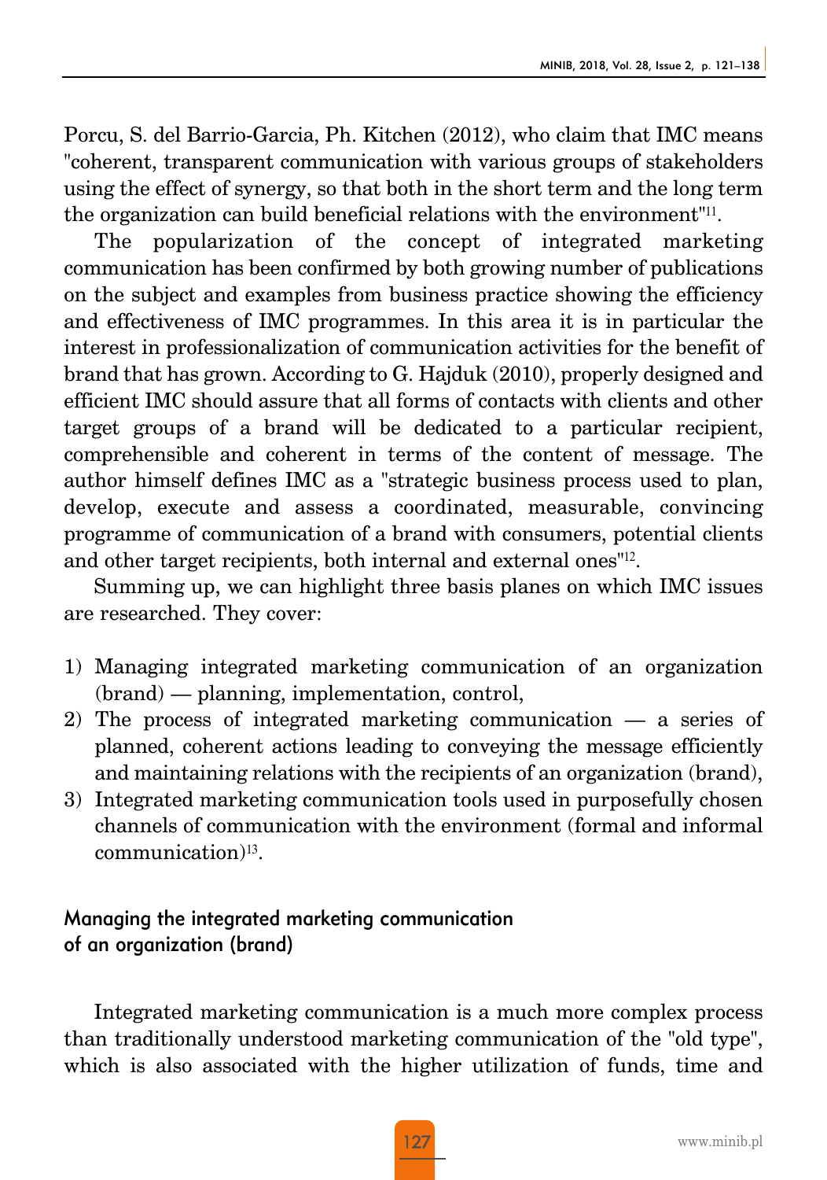Porcu, S. del Barrio-Garcia, Ph. Kitchen (2012), who claim that IMC means "coherent, transparent communication with various groups of stakeholders using the effect of synergy, so that both in the short term and the long term the organization can build beneficial relations with the environment"[11].

The popularization of the concept of integrated marketing communication has been confirmed by both growing number of publications on the subject and examples from business practice showing the efficiency and effectiveness of IMC programmes. In this area it is in particular the interest in professionalization of communication activities for the benefit of brand that has grown. According to G. Hajduk (2010), properly designed and efficient IMC should assure that all forms of contacts with clients and other target groups of a brand will be dedicated to a particular recipient, comprehensible and coherent in terms of the content of message. The author himself defines IMC as a "strategic business process used to plan, develop, execute and assess a coordinated, measurable, convincing programme of communication of a brand with consumers, potential clients and other target recipients, both internal and external ones"[12].

Summing up, we can highlight three basis planes on which IMC issues are researched. They cover:

1) Managing integrated marketing communication of an organization (brand) — planning, implementation, control,
2) The process of integrated marketing communication — a series of planned, coherent actions leading to conveying the message efficiently and maintaining relations with the recipients of an organization (brand),
3) Integrated marketing communication tools used in purposefully chosen channels of communication with the environment (formal and informal communication)[13].

## Managing the integrated marketing communication of an organization (brand)

Integrated marketing communication is a much more complex process than traditionally understood marketing communication of the "old type", which is also associated with the higher utilization of funds, time and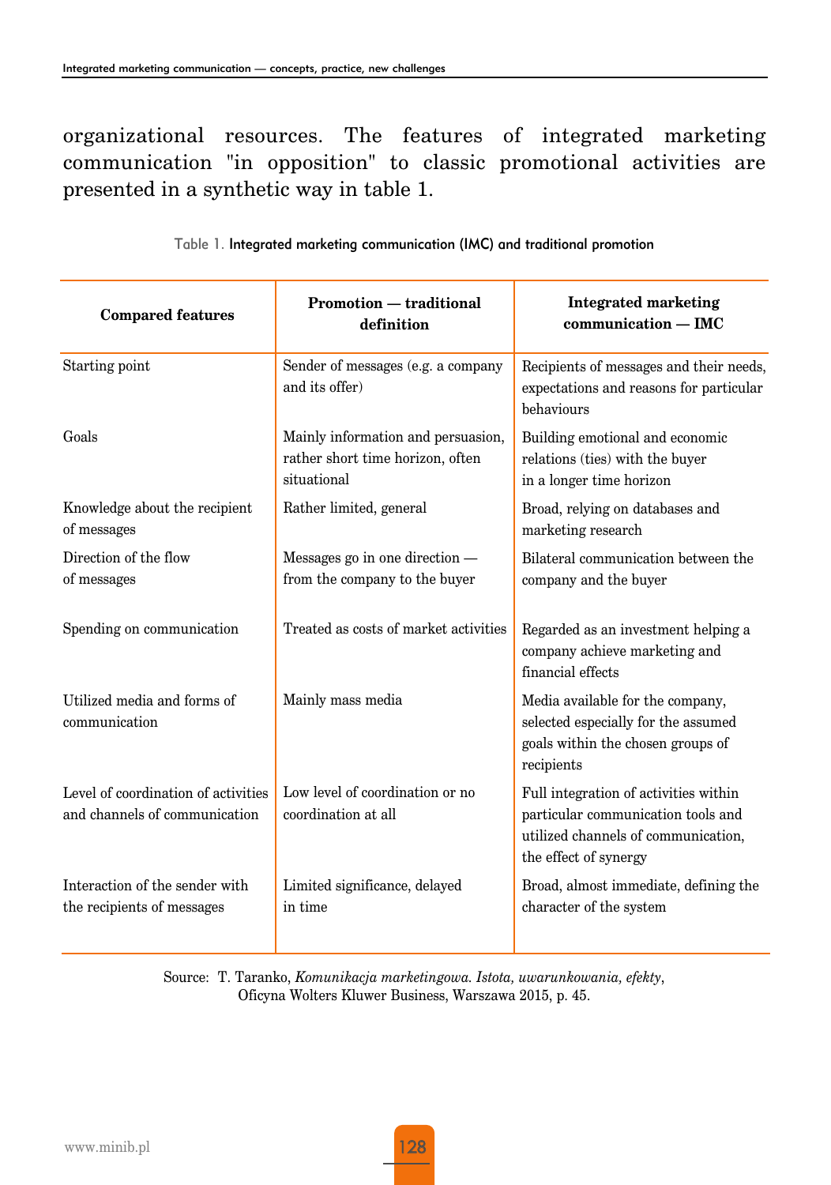organizational resources. The features of integrated marketing communication "in opposition" to classic promotional activities are presented in a synthetic way in table 1.

Table 1. Integrated marketing communication (IMC) and traditional promotion

| Compared features | Promotion — traditional definition | Integrated marketing communication — IMC |
|---|---|---|
| Starting point | Sender of messages (e.g. a company and its offer) | Recipients of messages and their needs, expectations and reasons for particular behaviours |
| Goals | Mainly information and persuasion, rather short time horizon, often situational | Building emotional and economic relations (ties) with the buyer in a longer time horizon |
| Knowledge about the recipient of messages | Rather limited, general | Broad, relying on databases and marketing research |
| Direction of the flow of messages | Messages go in one direction — from the company to the buyer | Bilateral communication between the company and the buyer |
| Spending on communication | Treated as costs of market activities | Regarded as an investment helping a company achieve marketing and financial effects |
| Utilized media and forms of communication | Mainly mass media | Media available for the company, selected especially for the assumed goals within the chosen groups of recipients |
| Level of coordination of activities and channels of communication | Low level of coordination or no coordination at all | Full integration of activities within particular communication tools and utilized channels of communication, the effect of synergy |
| Interaction of the sender with the recipients of messages | Limited significance, delayed in time | Broad, almost immediate, defining the character of the system |

Source: T. Taranko, *Komunikacja marketingowa. Istota, uwarunkowania, efekty*, Oficyna Wolters Kluwer Business, Warszawa 2015, p. 45.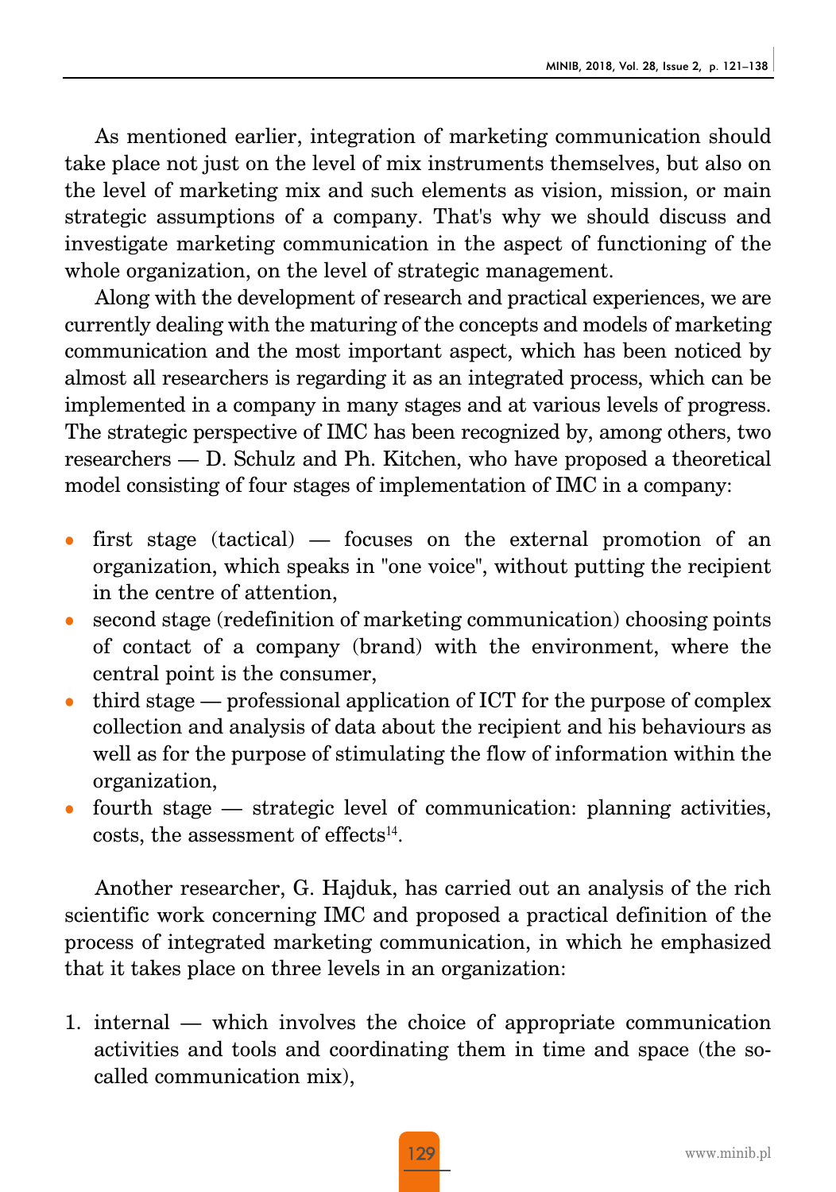As mentioned earlier, integration of marketing communication should take place not just on the level of mix instruments themselves, but also on the level of marketing mix and such elements as vision, mission, or main strategic assumptions of a company. That's why we should discuss and investigate marketing communication in the aspect of functioning of the whole organization, on the level of strategic management.

Along with the development of research and practical experiences, we are currently dealing with the maturing of the concepts and models of marketing communication and the most important aspect, which has been noticed by almost all researchers is regarding it as an integrated process, which can be implemented in a company in many stages and at various levels of progress. The strategic perspective of IMC has been recognized by, among others, two researchers — D. Schulz and Ph. Kitchen, who have proposed a theoretical model consisting of four stages of implementation of IMC in a company:

- first stage (tactical) — focuses on the external promotion of an organization, which speaks in "one voice", without putting the recipient in the centre of attention,
- second stage (redefinition of marketing communication) choosing points of contact of a company (brand) with the environment, where the central point is the consumer,
- third stage — professional application of ICT for the purpose of complex collection and analysis of data about the recipient and his behaviours as well as for the purpose of stimulating the flow of information within the organization,
- fourth stage — strategic level of communication: planning activities, costs, the assessment of effects[14].

Another researcher, G. Hajduk, has carried out an analysis of the rich scientific work concerning IMC and proposed a practical definition of the process of integrated marketing communication, in which he emphasized that it takes place on three levels in an organization:

1. internal — which involves the choice of appropriate communication activities and tools and coordinating them in time and space (the so-called communication mix),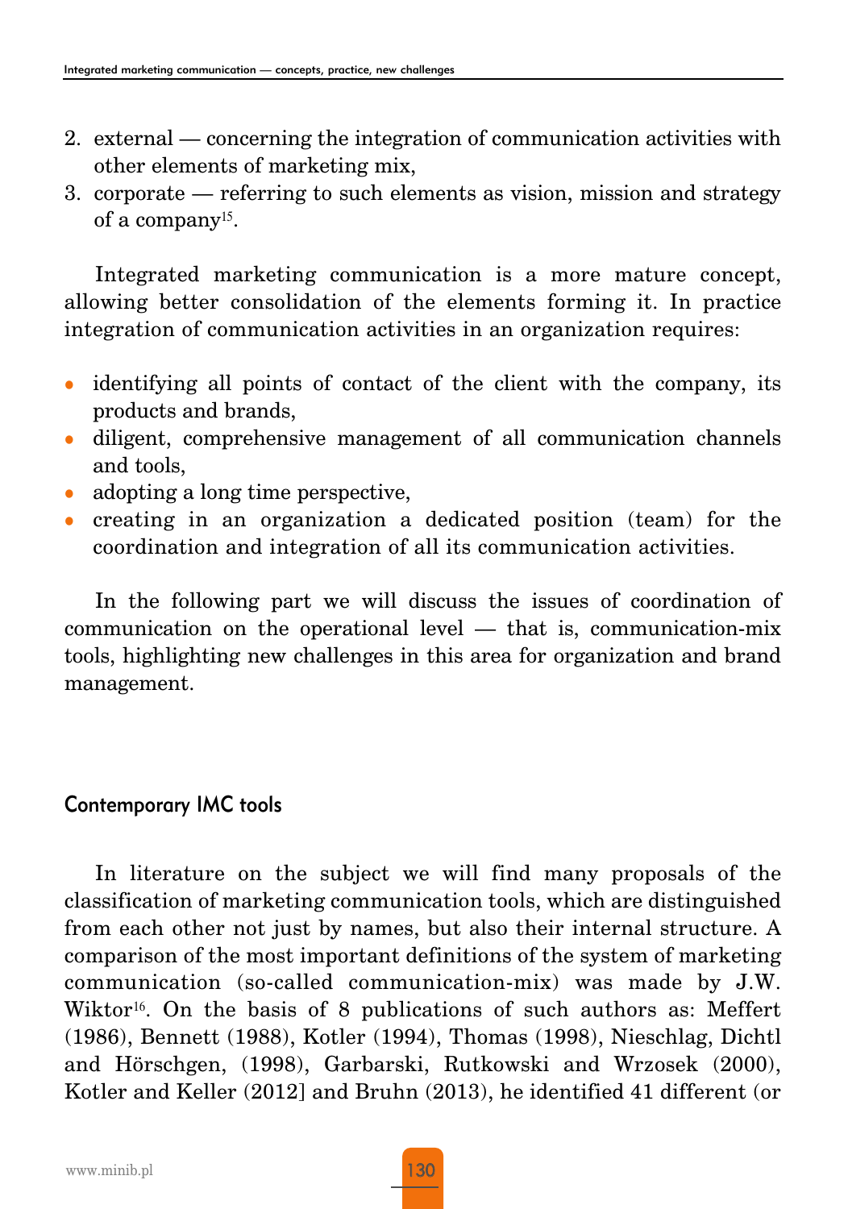2. external — concerning the integration of communication activities with other elements of marketing mix,
3. corporate — referring to such elements as vision, mission and strategy of a company[15].

Integrated marketing communication is a more mature concept, allowing better consolidation of the elements forming it. In practice integration of communication activities in an organization requires:

- identifying all points of contact of the client with the company, its products and brands,
- diligent, comprehensive management of all communication channels and tools,
- adopting a long time perspective,
- creating in an organization a dedicated position (team) for the coordination and integration of all its communication activities.

In the following part we will discuss the issues of coordination of communication on the operational level — that is, communication-mix tools, highlighting new challenges in this area for organization and brand management.

## Contemporary IMC tools

In literature on the subject we will find many proposals of the classification of marketing communication tools, which are distinguished from each other not just by names, but also their internal structure. A comparison of the most important definitions of the system of marketing communication (so-called communication-mix) was made by J.W. Wiktor[16]. On the basis of 8 publications of such authors as: Meffert (1986), Bennett (1988), Kotler (1994), Thomas (1998), Nieschlag, Dichtl and Hörschgen, (1998), Garbarski, Rutkowski and Wrzosek (2000), Kotler and Keller (2012] and Bruhn (2013), he identified 41 different (or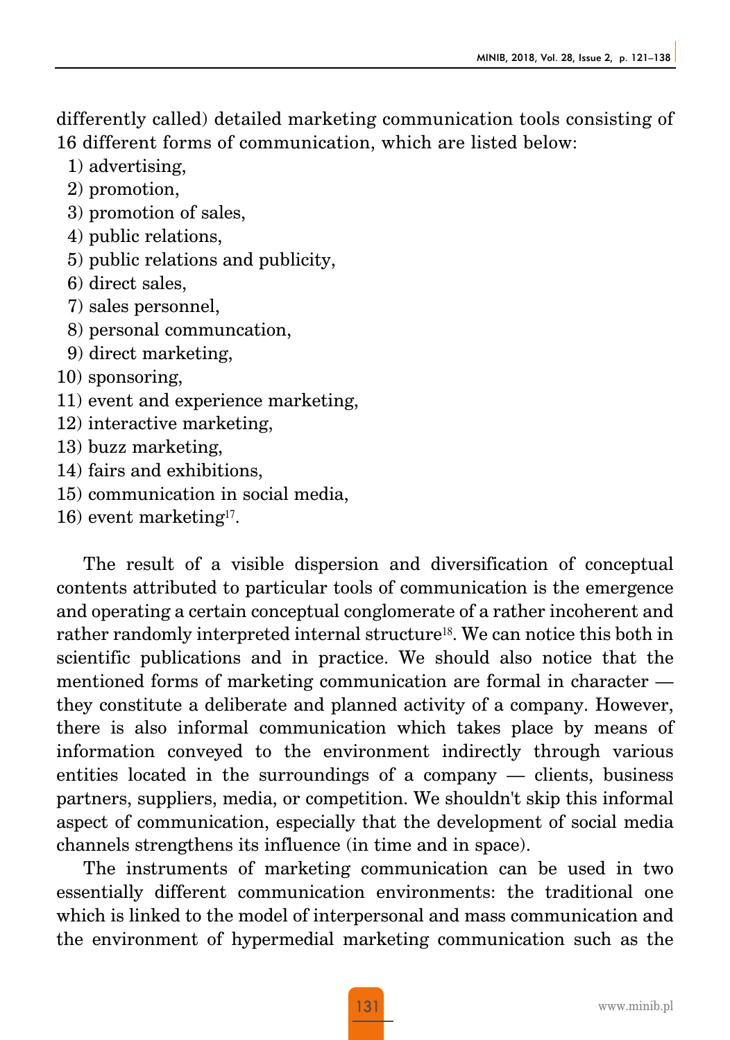differently called) detailed marketing communication tools consisting of 16 different forms of communication, which are listed below:

1) advertising,
2) promotion,
3) promotion of sales,
4) public relations,
5) public relations and publicity,
6) direct sales,
7) sales personnel,
8) personal communcation,
9) direct marketing,
10) sponsoring,
11) event and experience marketing,
12) interactive marketing,
13) buzz marketing,
14) fairs and exhibitions,
15) communication in social media,
16) event marketing[17].

The result of a visible dispersion and diversification of conceptual contents attributed to particular tools of communication is the emergence and operating a certain conceptual conglomerate of a rather incoherent and rather randomly interpreted internal structure[18]. We can notice this both in scientific publications and in practice. We should also notice that the mentioned forms of marketing communication are formal in character — they constitute a deliberate and planned activity of a company. However, there is also informal communication which takes place by means of information conveyed to the environment indirectly through various entities located in the surroundings of a company — clients, business partners, suppliers, media, or competition. We shouldn't skip this informal aspect of communication, especially that the development of social media channels strengthens its influence (in time and in space).

The instruments of marketing communication can be used in two essentially different communication environments: the traditional one which is linked to the model of interpersonal and mass communication and the environment of hypermedial marketing communication such as the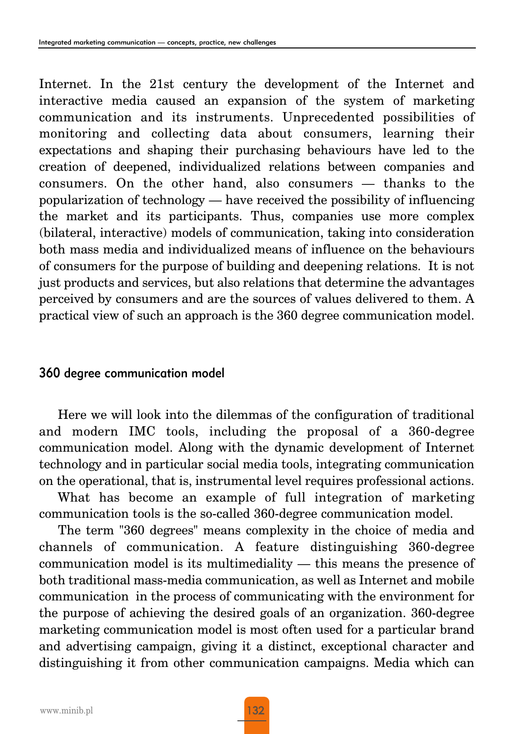Internet. In the 21st century the development of the Internet and interactive media caused an expansion of the system of marketing communication and its instruments. Unprecedented possibilities of monitoring and collecting data about consumers, learning their expectations and shaping their purchasing behaviours have led to the creation of deepened, individualized relations between companies and consumers. On the other hand, also consumers — thanks to the popularization of technology — have received the possibility of influencing the market and its participants. Thus, companies use more complex (bilateral, interactive) models of communication, taking into consideration both mass media and individualized means of influence on the behaviours of consumers for the purpose of building and deepening relations. It is not just products and services, but also relations that determine the advantages perceived by consumers and are the sources of values delivered to them. A practical view of such an approach is the 360 degree communication model.

## 360 degree communication model

Here we will look into the dilemmas of the configuration of traditional and modern IMC tools, including the proposal of a 360-degree communication model. Along with the dynamic development of Internet technology and in particular social media tools, integrating communication on the operational, that is, instrumental level requires professional actions.

What has become an example of full integration of marketing communication tools is the so-called 360-degree communication model.

The term "360 degrees" means complexity in the choice of media and channels of communication. A feature distinguishing 360-degree communication model is its multimediality — this means the presence of both traditional mass-media communication, as well as Internet and mobile communication in the process of communicating with the environment for the purpose of achieving the desired goals of an organization. 360-degree marketing communication model is most often used for a particular brand and advertising campaign, giving it a distinct, exceptional character and distinguishing it from other communication campaigns. Media which can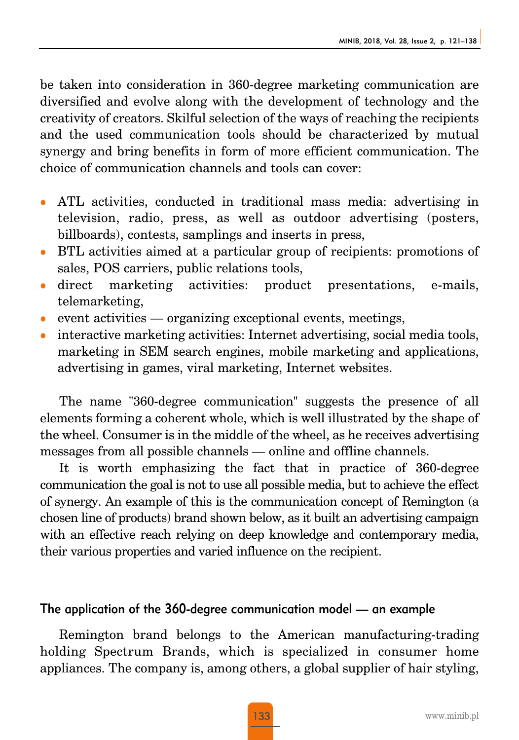be taken into consideration in 360-degree marketing communication are diversified and evolve along with the development of technology and the creativity of creators. Skilful selection of the ways of reaching the recipients and the used communication tools should be characterized by mutual synergy and bring benefits in form of more efficient communication. The choice of communication channels and tools can cover:

- ATL activities, conducted in traditional mass media: advertising in television, radio, press, as well as outdoor advertising (posters, billboards), contests, samplings and inserts in press,
- BTL activities aimed at a particular group of recipients: promotions of sales, POS carriers, public relations tools,
- direct marketing activities: product presentations, e-mails, telemarketing,
- event activities — organizing exceptional events, meetings,
- interactive marketing activities: Internet advertising, social media tools, marketing in SEM search engines, mobile marketing and applications, advertising in games, viral marketing, Internet websites.

The name "360-degree communication" suggests the presence of all elements forming a coherent whole, which is well illustrated by the shape of the wheel. Consumer is in the middle of the wheel, as he receives advertising messages from all possible channels — online and offline channels.

It is worth emphasizing the fact that in practice of 360-degree communication the goal is not to use all possible media, but to achieve the effect of synergy. An example of this is the communication concept of Remington (a chosen line of products) brand shown below, as it built an advertising campaign with an effective reach relying on deep knowledge and contemporary media, their various properties and varied influence on the recipient.

## The application of the 360-degree communication model — an example

Remington brand belongs to the American manufacturing-trading holding Spectrum Brands, which is specialized in consumer home appliances. The company is, among others, a global supplier of hair styling,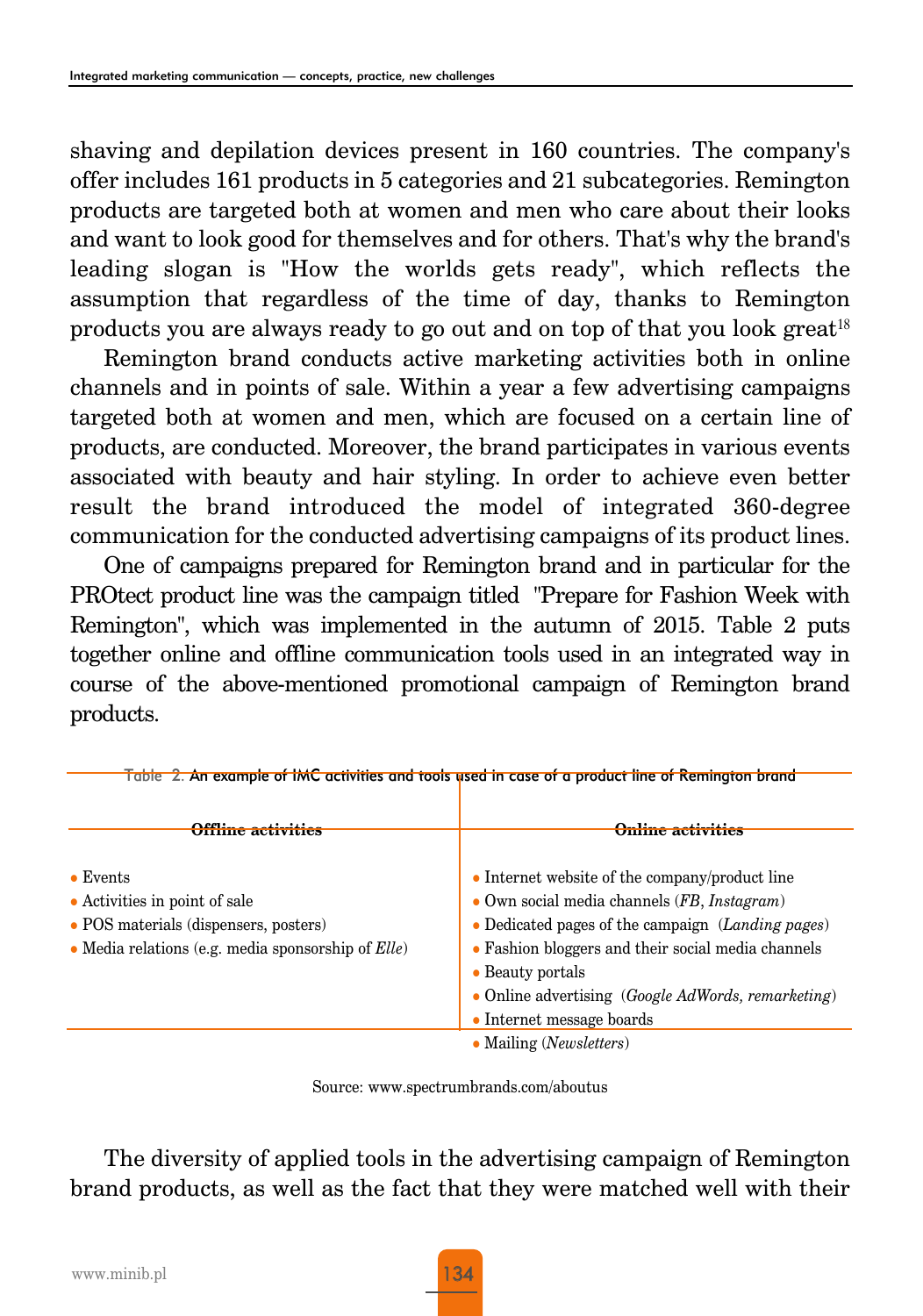shaving and depilation devices present in 160 countries. The company's offer includes 161 products in 5 categories and 21 subcategories. Remington products are targeted both at women and men who care about their looks and want to look good for themselves and for others. That's why the brand's leading slogan is "How the worlds gets ready", which reflects the assumption that regardless of the time of day, thanks to Remington products you are always ready to go out and on top of that you look great[18]

Remington brand conducts active marketing activities both in online channels and in points of sale. Within a year a few advertising campaigns targeted both at women and men, which are focused on a certain line of products, are conducted. Moreover, the brand participates in various events associated with beauty and hair styling. In order to achieve even better result the brand introduced the model of integrated 360-degree communication for the conducted advertising campaigns of its product lines.

One of campaigns prepared for Remington brand and in particular for the PROtect product line was the campaign titled "Prepare for Fashion Week with Remington", which was implemented in the autumn of 2015. Table 2 puts together online and offline communication tools used in an integrated way in course of the above-mentioned promotional campaign of Remington brand products.

Table 2. An example of IMC activities and tools used in case of a product line of Remington brand

| Offline activities | Online activities |
|---|---|
| • Events<br>• Activities in point of sale<br>• POS materials (dispensers, posters)<br>• Media relations (e.g. media sponsorship of *Elle*) | • Internet website of the company/product line<br>• Own social media channels (*FB*, *Instagram*)<br>• Dedicated pages of the campaign (*Landing pages*)<br>• Fashion bloggers and their social media channels<br>• Beauty portals<br>• Online advertising (*Google AdWords, remarketing*)<br>• Internet message boards<br>• Mailing (*Newsletters*) |

Source: www.spectrumbrands.com/aboutus

The diversity of applied tools in the advertising campaign of Remington brand products, as well as the fact that they were matched well with their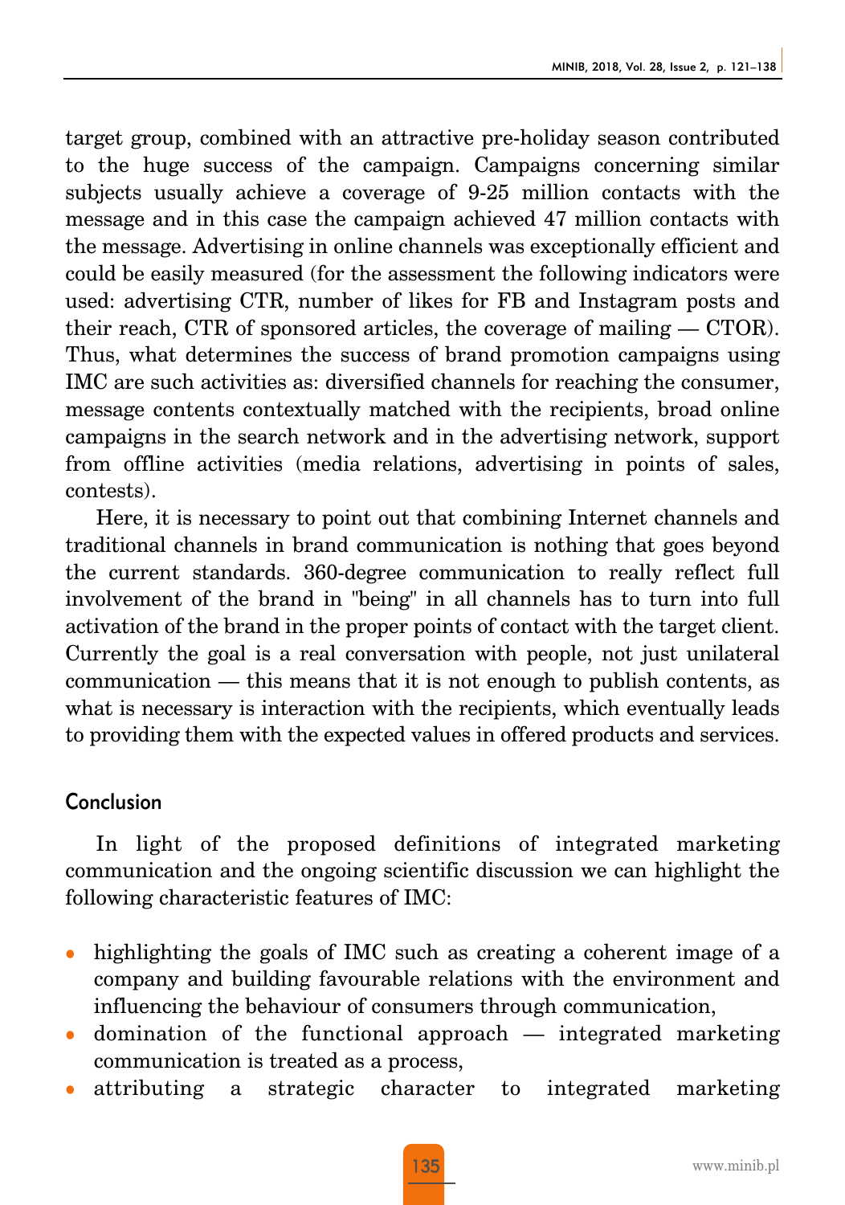target group, combined with an attractive pre-holiday season contributed to the huge success of the campaign. Campaigns concerning similar subjects usually achieve a coverage of 9-25 million contacts with the message and in this case the campaign achieved 47 million contacts with the message. Advertising in online channels was exceptionally efficient and could be easily measured (for the assessment the following indicators were used: advertising CTR, number of likes for FB and Instagram posts and their reach, CTR of sponsored articles, the coverage of mailing — CTOR). Thus, what determines the success of brand promotion campaigns using IMC are such activities as: diversified channels for reaching the consumer, message contents contextually matched with the recipients, broad online campaigns in the search network and in the advertising network, support from offline activities (media relations, advertising in points of sales, contests).

Here, it is necessary to point out that combining Internet channels and traditional channels in brand communication is nothing that goes beyond the current standards. 360-degree communication to really reflect full involvement of the brand in "being" in all channels has to turn into full activation of the brand in the proper points of contact with the target client. Currently the goal is a real conversation with people, not just unilateral communication — this means that it is not enough to publish contents, as what is necessary is interaction with the recipients, which eventually leads to providing them with the expected values in offered products and services.

## Conclusion

In light of the proposed definitions of integrated marketing communication and the ongoing scientific discussion we can highlight the following characteristic features of IMC:

- highlighting the goals of IMC such as creating a coherent image of a company and building favourable relations with the environment and influencing the behaviour of consumers through communication,
- domination of the functional approach — integrated marketing communication is treated as a process,
- attributing a strategic character to integrated marketing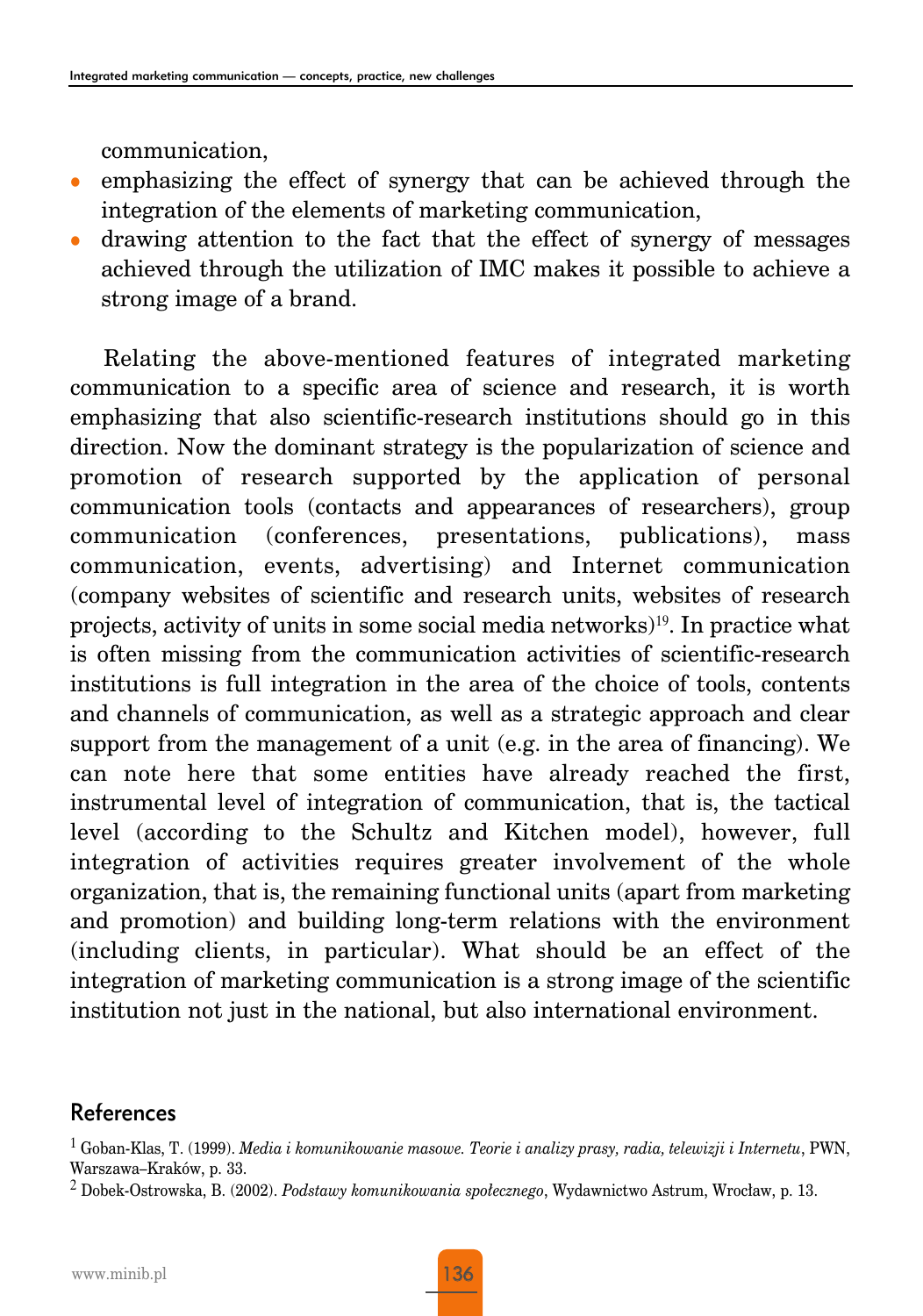communication,

- emphasizing the effect of synergy that can be achieved through the integration of the elements of marketing communication,
- drawing attention to the fact that the effect of synergy of messages achieved through the utilization of IMC makes it possible to achieve a strong image of a brand.

Relating the above-mentioned features of integrated marketing communication to a specific area of science and research, it is worth emphasizing that also scientific-research institutions should go in this direction. Now the dominant strategy is the popularization of science and promotion of research supported by the application of personal communication tools (contacts and appearances of researchers), group communication (conferences, presentations, publications), mass communication, events, advertising) and Internet communication (company websites of scientific and research units, websites of research projects, activity of units in some social media networks)[19]. In practice what is often missing from the communication activities of scientific-research institutions is full integration in the area of the choice of tools, contents and channels of communication, as well as a strategic approach and clear support from the management of a unit (e.g. in the area of financing). We can note here that some entities have already reached the first, instrumental level of integration of communication, that is, the tactical level (according to the Schultz and Kitchen model), however, full integration of activities requires greater involvement of the whole organization, that is, the remaining functional units (apart from marketing and promotion) and building long-term relations with the environment (including clients, in particular). What should be an effect of the integration of marketing communication is a strong image of the scientific institution not just in the national, but also international environment.

## References

[1] Goban-Klas, T. (1999). *Media i komunikowanie masowe. Teorie i analizy prasy, radia, telewizji i Internetu*, PWN, Warszawa–Kraków, p. 33.

[2] Dobek-Ostrowska, B. (2002). *Podstawy komunikowania społecznego*, Wydawnictwo Astrum, Wrocław, p. 13.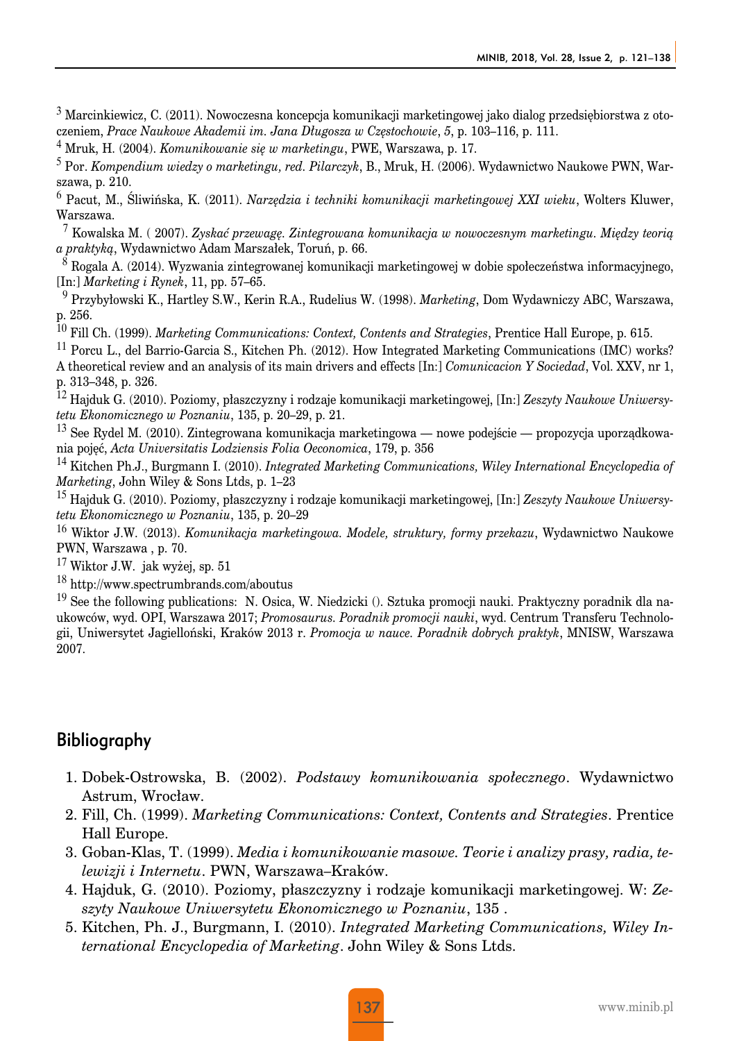[3] Marcinkiewicz, C. (2011). Nowoczesna koncepcja komunikacji marketingowej jako dialog przedsiębiorstwa z otoczeniem, *Prace Naukowe Akademii im. Jana Długosza w Częstochowie*, *5*, p. 103–116, p. 111.

[4] Mruk, H. (2004). *Komunikowanie się w marketingu*, PWE, Warszawa, p. 17.

[5] Por. *Kompendium wiedzy o marketingu, red. Pilarczyk*, B., Mruk, H. (2006). Wydawnictwo Naukowe PWN, Warszawa, p. 210.

[6] Pacut, M., Śliwińska, K. (2011). *Narzędzia i techniki komunikacji marketingowej XXI wieku*, Wolters Kluwer, Warszawa.

[7] Kowalska M. ( 2007). *Zyskać przewagę. Zintegrowana komunikacja w nowoczesnym marketingu. Między teorią a praktyką*, Wydawnictwo Adam Marszałek, Toruń, p. 66.

[8] Rogala A. (2014). Wyzwania zintegrowanej komunikacji marketingowej w dobie społeczeństwa informacyjnego, [In:] *Marketing i Rynek*, 11, pp. 57–65.

[9] Przybyłowski K., Hartley S.W., Kerin R.A., Rudelius W. (1998). *Marketing*, Dom Wydawniczy ABC, Warszawa, p. 256.

[10] Fill Ch. (1999). *Marketing Communications: Context, Contents and Strategies*, Prentice Hall Europe, p. 615.

[11] Porcu L., del Barrio-Garcia S., Kitchen Ph. (2012). How Integrated Marketing Communications (IMC) works? A theoretical review and an analysis of its main drivers and effects [In:] *Comunicacion Y Sociedad*, Vol. XXV, nr 1, p. 313–348, p. 326.

[12] Hajduk G. (2010). Poziomy, płaszczyzny i rodzaje komunikacji marketingowej, [In:] *Zeszyty Naukowe Uniwersytetu Ekonomicznego w Poznaniu*, 135, p. 20–29, p. 21.

[13] See Rydel M. (2010). Zintegrowana komunikacja marketingowa — nowe podejście — propozycja uporządkowania pojęć, *Acta Universitatis Lodziensis Folia Oeconomica*, 179, p. 356

[14] Kitchen Ph.J., Burgmann I. (2010). *Integrated Marketing Communications, Wiley International Encyclopedia of Marketing*, John Wiley & Sons Ltds, p. 1–23

[15] Hajduk G. (2010). Poziomy, płaszczyzny i rodzaje komunikacji marketingowej, [In:] *Zeszyty Naukowe Uniwersytetu Ekonomicznego w Poznaniu*, 135, p. 20–29

[16] Wiktor J.W. (2013). *Komunikacja marketingowa. Modele, struktury, formy przekazu*, Wydawnictwo Naukowe PWN, Warszawa , p. 70.

[17] Wiktor J.W. jak wyżej, sp. 51

[18] http://www.spectrumbrands.com/aboutus

[19] See the following publications: N. Osica, W. Niedzicki (). Sztuka promocji nauki. Praktyczny poradnik dla naukowców, wyd. OPI, Warszawa 2017; *Promosaurus. Poradnik promocji nauki*, wyd. Centrum Transferu Technologii, Uniwersytet Jagielloński, Kraków 2013 r. *Promocja w nauce. Poradnik dobrych praktyk*, MNISW, Warszawa 2007.

## Bibliography

1. Dobek-Ostrowska, B. (2002). *Podstawy komunikowania społecznego*. Wydawnictwo Astrum, Wrocław.
2. Fill, Ch. (1999). *Marketing Communications: Context, Contents and Strategies*. Prentice Hall Europe.
3. Goban-Klas, T. (1999). *Media i komunikowanie masowe. Teorie i analizy prasy, radia, telewizji i Internetu*. PWN, Warszawa–Kraków.
4. Hajduk, G. (2010). Poziomy, płaszczyzny i rodzaje komunikacji marketingowej. W: *Zeszyty Naukowe Uniwersytetu Ekonomicznego w Poznaniu*, 135 .
5. Kitchen, Ph. J., Burgmann, I. (2010). *Integrated Marketing Communications, Wiley International Encyclopedia of Marketing*. John Wiley & Sons Ltds.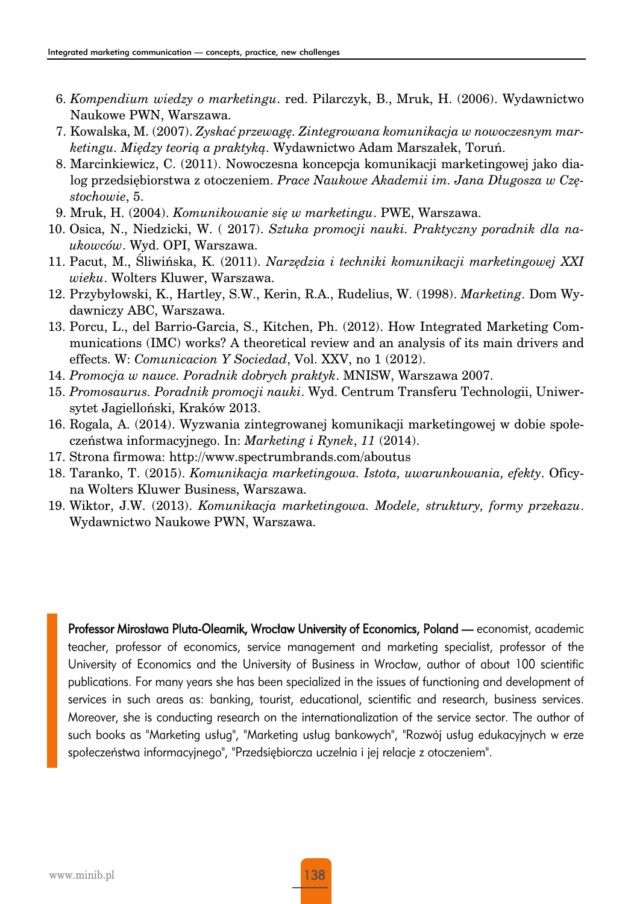6. *Kompendium wiedzy o marketingu*. red. Pilarczyk, B., Mruk, H. (2006). Wydawnictwo Naukowe PWN, Warszawa.
7. Kowalska, M. (2007). *Zyskać przewagę. Zintegrowana komunikacja w nowoczesnym marketingu. Między teorią a praktyką*. Wydawnictwo Adam Marszałek, Toruń.
8. Marcinkiewicz, C. (2011). Nowoczesna koncepcja komunikacji marketingowej jako dialog przedsiębiorstwa z otoczeniem. *Prace Naukowe Akademii im. Jana Długosza w Częstochowie*, 5.
9. Mruk, H. (2004). *Komunikowanie się w marketingu*. PWE, Warszawa.
10. Osica, N., Niedzicki, W. ( 2017). *Sztuka promocji nauki. Praktyczny poradnik dla naukowców*. Wyd. OPI, Warszawa.
11. Pacut, M., Śliwińska, K. (2011). *Narzędzia i techniki komunikacji marketingowej XXI wieku*. Wolters Kluwer, Warszawa.
12. Przybyłowski, K., Hartley, S.W., Kerin, R.A., Rudelius, W. (1998). *Marketing*. Dom Wydawniczy ABC, Warszawa.
13. Porcu, L., del Barrio-Garcia, S., Kitchen, Ph. (2012). How Integrated Marketing Communications (IMC) works? A theoretical review and an analysis of its main drivers and effects. W: *Comunicacion Y Sociedad*, Vol. XXV, no 1 (2012).
14. *Promocja w nauce. Poradnik dobrych praktyk*. MNISW, Warszawa 2007.
15. *Promosaurus. Poradnik promocji nauki*. Wyd. Centrum Transferu Technologii, Uniwersytet Jagielloński, Kraków 2013.
16. Rogala, A. (2014). Wyzwania zintegrowanej komunikacji marketingowej w dobie społeczeństwa informacyjnego. In: *Marketing i Rynek*, *11* (2014).
17. Strona firmowa: http://www.spectrumbrands.com/aboutus
18. Taranko, T. (2015). *Komunikacja marketingowa. Istota, uwarunkowania, efekty*. Oficyna Wolters Kluwer Business, Warszawa.
19. Wiktor, J.W. (2013). *Komunikacja marketingowa. Modele, struktury, formy przekazu*. Wydawnictwo Naukowe PWN, Warszawa.

**Professor Mirosława Pluta-Olearnik, Wrocław University of Economics, Poland** — economist, academic teacher, professor of economics, service management and marketing specialist, professor of the University of Economics and the University of Business in Wrocław, author of about 100 scientific publications. For many years she has been specialized in the issues of functioning and development of services in such areas as: banking, tourist, educational, scientific and research, business services. Moreover, she is conducting research on the internationalization of the service sector. The author of such books as "Marketing usług", "Marketing usług bankowych", "Rozwój usług edukacyjnych w erze społeczeństwa informacyjnego", "Przedsiębiorcza uczelnia i jej relacje z otoczeniem".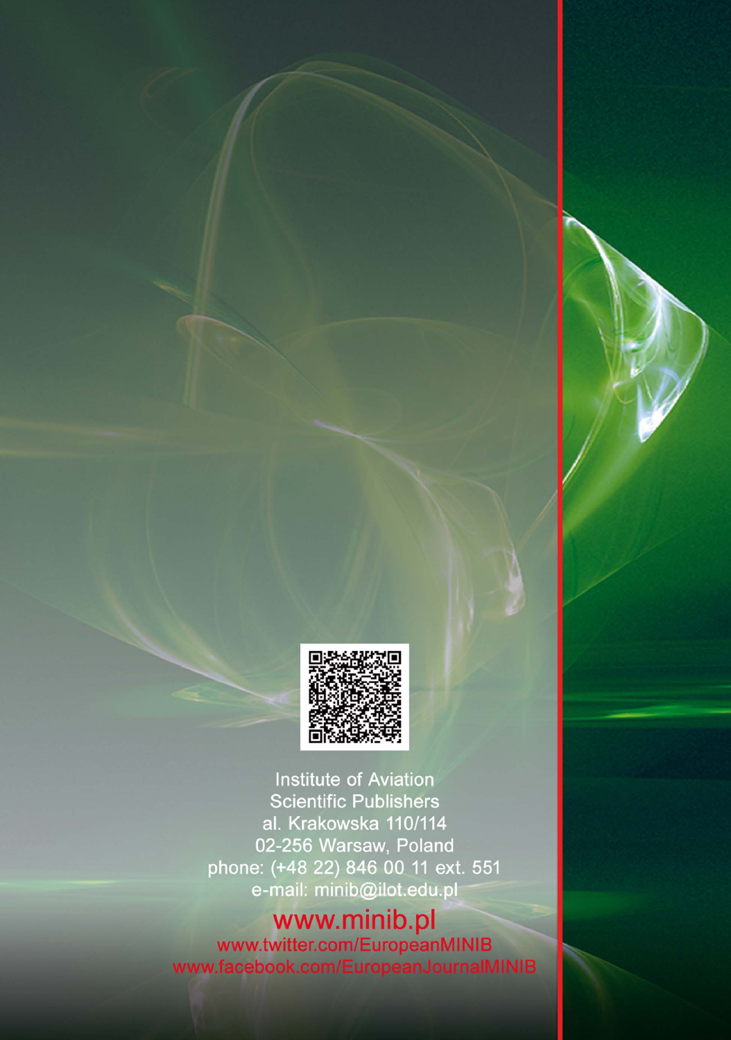Institute of Aviation
Scientific Publishers
al. Krakowska 110/114
02-256 Warsaw, Poland
phone: (+48 22) 846 00 11 ext. 551
e-mail: minib@ilot.edu.pl

**www.minib.pl**
www.twitter.com/EuropeanMINIB
www.facebook.com/EuropeanJournalMINIB